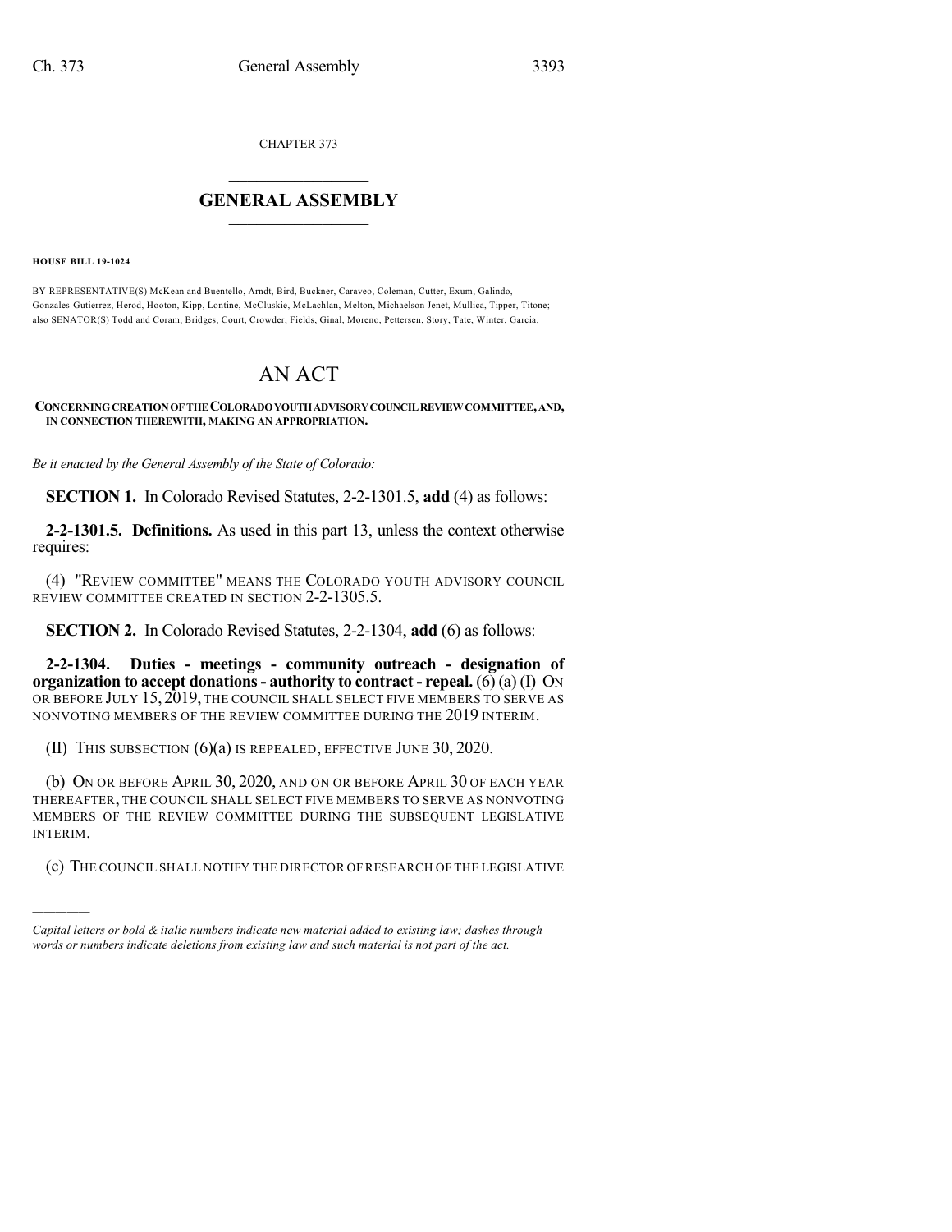CHAPTER 373

# GENERAL ASSEMBLY

**HOUSE BILL 19-1024**

BY REPRESENTATIVE(S) McKean and Buentello, Arndt, Bird, Buckner, Caraveo, Coleman, Cutter, Exum, Galindo, Gonzales-Gutierrez, Herod, Hooton, Kipp, Lontine, McCluskie, McLachlan, Melton, Michaelson Jenet, Mullica, Tipper, Titone; also SENATOR(S) Todd and Coram, Bridges, Court, Crowder, Fields, Ginal, Moreno, Pettersen, Story, Tate, Winter, Garcia.

# AN ACT

**CONCERNING CREATION OF THE COLORADO YOUTH ADVISORY COUNCIL REVIEW COMMITTEE, AND, IN CONNECTION THEREWITH, MAKING AN APPROPRIATION.**

*Be it enacted by the General Assembly of the State of Colorado:*

**SECTION 1.** In Colorado Revised Statutes, 2-2-1301.5, **add** (4) as follows:

**2-2-1301.5. Definitions.** As used in this part 13, unless the context otherwise requires:

(4) "REVIEW COMMITTEE" MEANS THE COLORADO YOUTH ADVISORY COUNCIL REVIEW COMMITTEE CREATED IN SECTION 2-2-1305.5.

**SECTION 2.** In Colorado Revised Statutes, 2-2-1304, **add** (6) as follows:

**2-2-1304. Duties - meetings - community outreach - designation of organization to accept donations - authority to contract - repeal.** (6) (a) (I) ON OR BEFORE JULY 15, 2019, THE COUNCIL SHALL SELECT FIVE MEMBERS TO SERVE AS NONVOTING MEMBERS OF THE REVIEW COMMITTEE DURING THE 2019 INTERIM.

(II) THIS SUBSECTION (6)(a) IS REPEALED, EFFECTIVE JUNE 30, 2020.

(b) ON OR BEFORE APRIL 30, 2020, AND ON OR BEFORE APRIL 30 OF EACH YEAR THEREAFTER, THE COUNCIL SHALL SELECT FIVE MEMBERS TO SERVE AS NONVOTING MEMBERS OF THE REVIEW COMMITTEE DURING THE SUBSEQUENT LEGISLATIVE INTERIM.

(c) THE COUNCIL SHALL NOTIFY THE DIRECTOR OF RESEARCH OF THE LEGISLATIVE

*Capital letters or bold & italic numbers indicate new material added to existing law; dashes through words or numbers indicate deletions from existing law and such material is not part of the act.*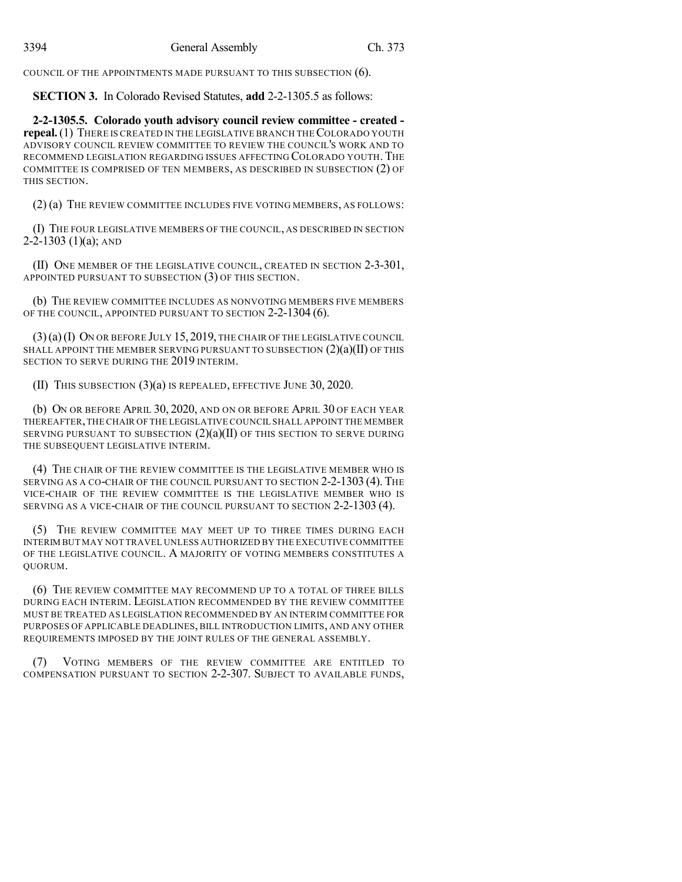COUNCIL OF THE APPOINTMENTS MADE PURSUANT TO THIS SUBSECTION (6).

**SECTION 3.** In Colorado Revised Statutes, **add** 2-2-1305.5 as follows:

**2-2-1305.5. Colorado youth advisory council review committee - created - repeal.** (1) THERE IS CREATED IN THE LEGISLATIVE BRANCH THE COLORADO YOUTH ADVISORY COUNCIL REVIEW COMMITTEE TO REVIEW THE COUNCIL'S WORK AND TO RECOMMEND LEGISLATION REGARDING ISSUES AFFECTING COLORADO YOUTH. THE COMMITTEE IS COMPRISED OF TEN MEMBERS, AS DESCRIBED IN SUBSECTION (2) OF THIS SECTION.

(2) (a) THE REVIEW COMMITTEE INCLUDES FIVE VOTING MEMBERS, AS FOLLOWS:

(I) THE FOUR LEGISLATIVE MEMBERS OF THE COUNCIL, AS DESCRIBED IN SECTION 2-2-1303 (1)(a); AND

(II) ONE MEMBER OF THE LEGISLATIVE COUNCIL, CREATED IN SECTION 2-3-301, APPOINTED PURSUANT TO SUBSECTION (3) OF THIS SECTION.

(b) THE REVIEW COMMITTEE INCLUDES AS NONVOTING MEMBERS FIVE MEMBERS OF THE COUNCIL, APPOINTED PURSUANT TO SECTION 2-2-1304 (6).

(3) (a) (I) ON OR BEFORE JULY 15, 2019, THE CHAIR OF THE LEGISLATIVE COUNCIL SHALL APPOINT THE MEMBER SERVING PURSUANT TO SUBSECTION (2)(a)(II) OF THIS SECTION TO SERVE DURING THE 2019 INTERIM.

(II) THIS SUBSECTION (3)(a) IS REPEALED, EFFECTIVE JUNE 30, 2020.

(b) ON OR BEFORE APRIL 30, 2020, AND ON OR BEFORE APRIL 30 OF EACH YEAR THEREAFTER, THE CHAIR OF THE LEGISLATIVE COUNCIL SHALL APPOINT THE MEMBER SERVING PURSUANT TO SUBSECTION (2)(a)(II) OF THIS SECTION TO SERVE DURING THE SUBSEQUENT LEGISLATIVE INTERIM.

(4) THE CHAIR OF THE REVIEW COMMITTEE IS THE LEGISLATIVE MEMBER WHO IS SERVING AS A CO-CHAIR OF THE COUNCIL PURSUANT TO SECTION 2-2-1303 (4). THE VICE-CHAIR OF THE REVIEW COMMITTEE IS THE LEGISLATIVE MEMBER WHO IS SERVING AS A VICE-CHAIR OF THE COUNCIL PURSUANT TO SECTION 2-2-1303 (4).

(5) THE REVIEW COMMITTEE MAY MEET UP TO THREE TIMES DURING EACH INTERIM BUT MAY NOT TRAVEL UNLESS AUTHORIZED BY THE EXECUTIVE COMMITTEE OF THE LEGISLATIVE COUNCIL. A MAJORITY OF VOTING MEMBERS CONSTITUTES A QUORUM.

(6) THE REVIEW COMMITTEE MAY RECOMMEND UP TO A TOTAL OF THREE BILLS DURING EACH INTERIM. LEGISLATION RECOMMENDED BY THE REVIEW COMMITTEE MUST BE TREATED AS LEGISLATION RECOMMENDED BY AN INTERIM COMMITTEE FOR PURPOSES OF APPLICABLE DEADLINES, BILL INTRODUCTION LIMITS, AND ANY OTHER REQUIREMENTS IMPOSED BY THE JOINT RULES OF THE GENERAL ASSEMBLY.

(7) VOTING MEMBERS OF THE REVIEW COMMITTEE ARE ENTITLED TO COMPENSATION PURSUANT TO SECTION 2-2-307. SUBJECT TO AVAILABLE FUNDS,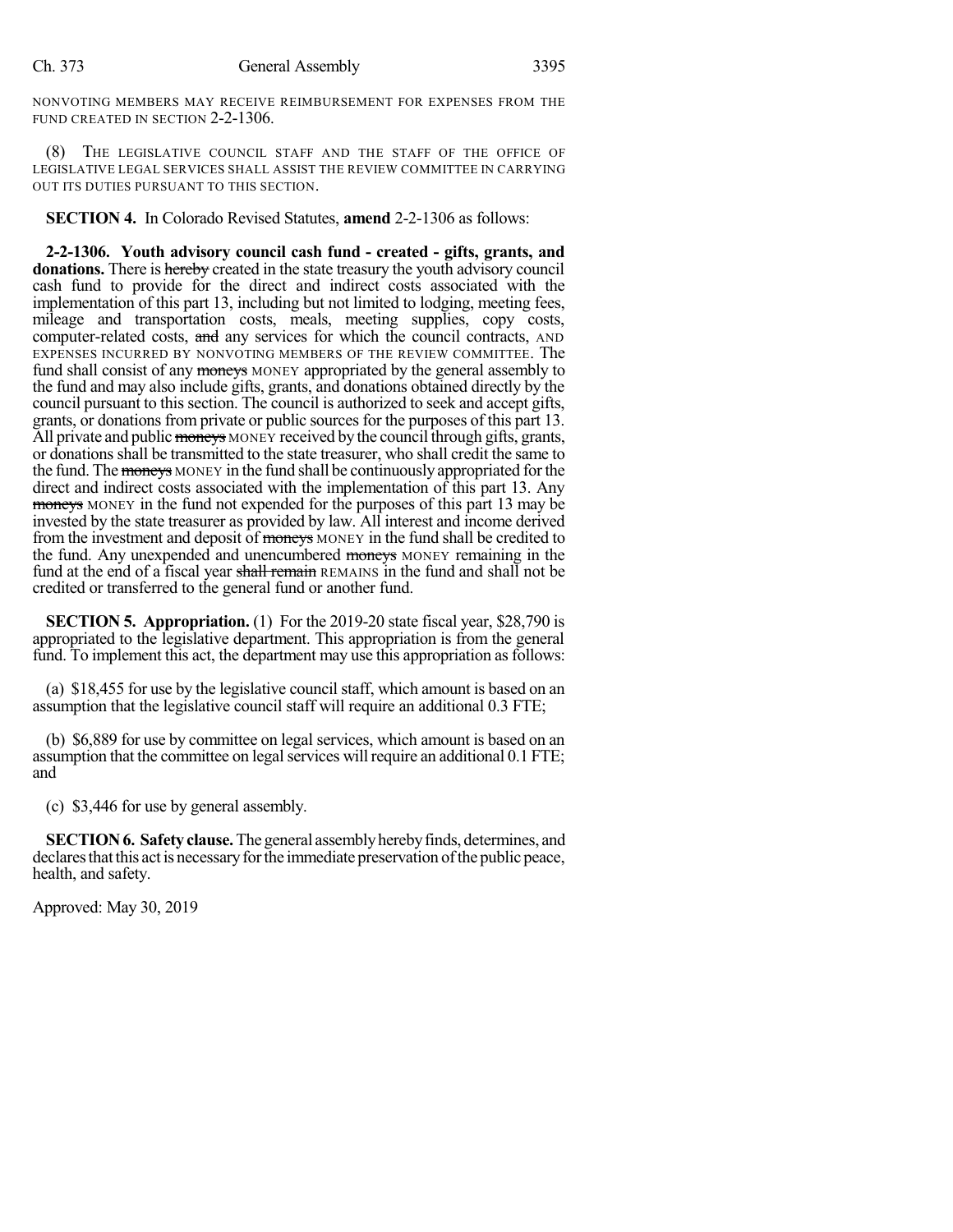NONVOTING MEMBERS MAY RECEIVE REIMBURSEMENT FOR EXPENSES FROM THE FUND CREATED IN SECTION 2-2-1306.

(8) THE LEGISLATIVE COUNCIL STAFF AND THE STAFF OF THE OFFICE OF LEGISLATIVE LEGAL SERVICES SHALL ASSIST THE REVIEW COMMITTEE IN CARRYING OUT ITS DUTIES PURSUANT TO THIS SECTION.

**SECTION 4.** In Colorado Revised Statutes, **amend** 2-2-1306 as follows:

**2-2-1306. Youth advisory council cash fund - created - gifts, grants, and donations.** There is ~~hereby~~ created in the state treasury the youth advisory council cash fund to provide for the direct and indirect costs associated with the implementation of this part 13, including but not limited to lodging, meeting fees, mileage and transportation costs, meals, meeting supplies, copy costs, computer-related costs, ~~and~~ any services for which the council contracts, AND EXPENSES INCURRED BY NONVOTING MEMBERS OF THE REVIEW COMMITTEE. The fund shall consist of any ~~moneys~~ MONEY appropriated by the general assembly to the fund and may also include gifts, grants, and donations obtained directly by the council pursuant to this section. The council is authorized to seek and accept gifts, grants, or donations from private or public sources for the purposes of this part 13. All private and public ~~moneys~~ MONEY received by the council through gifts, grants, or donations shall be transmitted to the state treasurer, who shall credit the same to the fund. The ~~moneys~~ MONEY in the fund shall be continuously appropriated for the direct and indirect costs associated with the implementation of this part 13. Any ~~moneys~~ MONEY in the fund not expended for the purposes of this part 13 may be invested by the state treasurer as provided by law. All interest and income derived from the investment and deposit of ~~moneys~~ MONEY in the fund shall be credited to the fund. Any unexpended and unencumbered ~~moneys~~ MONEY remaining in the fund at the end of a fiscal year ~~shall remain~~ REMAINS in the fund and shall not be credited or transferred to the general fund or another fund.

**SECTION 5. Appropriation.** (1) For the 2019-20 state fiscal year, $28,790 is appropriated to the legislative department. This appropriation is from the general fund. To implement this act, the department may use this appropriation as follows:

(a) $18,455 for use by the legislative council staff, which amount is based on an assumption that the legislative council staff will require an additional 0.3 FTE;

(b) $6,889 for use by committee on legal services, which amount is based on an assumption that the committee on legal services will require an additional 0.1 FTE; and

(c) $3,446 for use by general assembly.

**SECTION 6. Safety clause.** The general assembly hereby finds, determines, and declares that this act is necessary for the immediate preservation of the public peace, health, and safety.

Approved: May 30, 2019